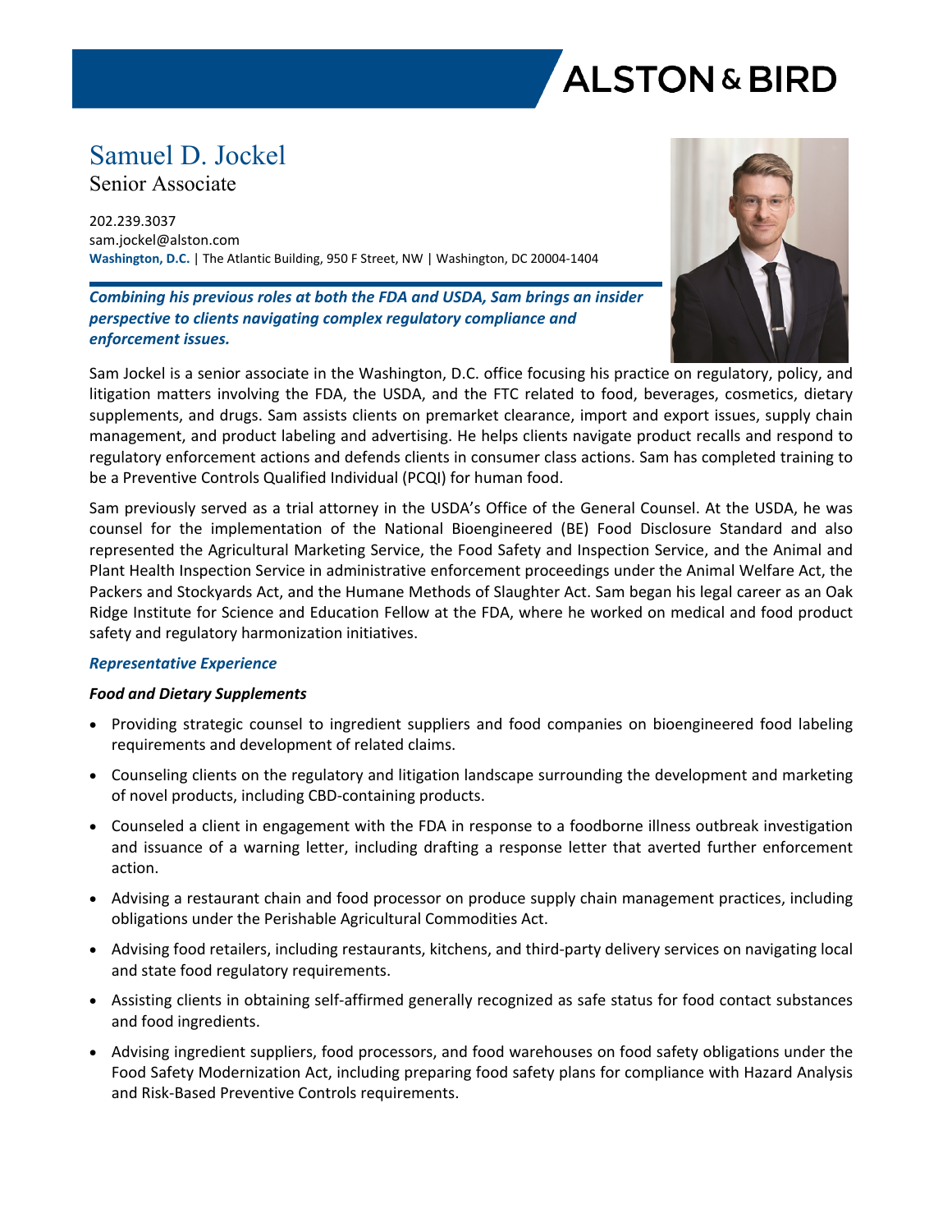# Samuel D. Jockel

Senior Associate

202.239.3037
sam.jockel@alston.com
**Washington, D.C.** | The Atlantic Building, 950 F Street, NW | Washington, DC 20004-1404

***Combining his previous roles at both the FDA and USDA, Sam brings an insider perspective to clients navigating complex regulatory compliance and enforcement issues.***

Sam Jockel is a senior associate in the Washington, D.C. office focusing his practice on regulatory, policy, and litigation matters involving the FDA, the USDA, and the FTC related to food, beverages, cosmetics, dietary supplements, and drugs. Sam assists clients on premarket clearance, import and export issues, supply chain management, and product labeling and advertising. He helps clients navigate product recalls and respond to regulatory enforcement actions and defends clients in consumer class actions. Sam has completed training to be a Preventive Controls Qualified Individual (PCQI) for human food.

Sam previously served as a trial attorney in the USDA's Office of the General Counsel. At the USDA, he was counsel for the implementation of the National Bioengineered (BE) Food Disclosure Standard and also represented the Agricultural Marketing Service, the Food Safety and Inspection Service, and the Animal and Plant Health Inspection Service in administrative enforcement proceedings under the Animal Welfare Act, the Packers and Stockyards Act, and the Humane Methods of Slaughter Act. Sam began his legal career as an Oak Ridge Institute for Science and Education Fellow at the FDA, where he worked on medical and food product safety and regulatory harmonization initiatives.

## *Representative Experience*

### *Food and Dietary Supplements*

- Providing strategic counsel to ingredient suppliers and food companies on bioengineered food labeling requirements and development of related claims.
- Counseling clients on the regulatory and litigation landscape surrounding the development and marketing of novel products, including CBD-containing products.
- Counseled a client in engagement with the FDA in response to a foodborne illness outbreak investigation and issuance of a warning letter, including drafting a response letter that averted further enforcement action.
- Advising a restaurant chain and food processor on produce supply chain management practices, including obligations under the Perishable Agricultural Commodities Act.
- Advising food retailers, including restaurants, kitchens, and third-party delivery services on navigating local and state food regulatory requirements.
- Assisting clients in obtaining self-affirmed generally recognized as safe status for food contact substances and food ingredients.
- Advising ingredient suppliers, food processors, and food warehouses on food safety obligations under the Food Safety Modernization Act, including preparing food safety plans for compliance with Hazard Analysis and Risk-Based Preventive Controls requirements.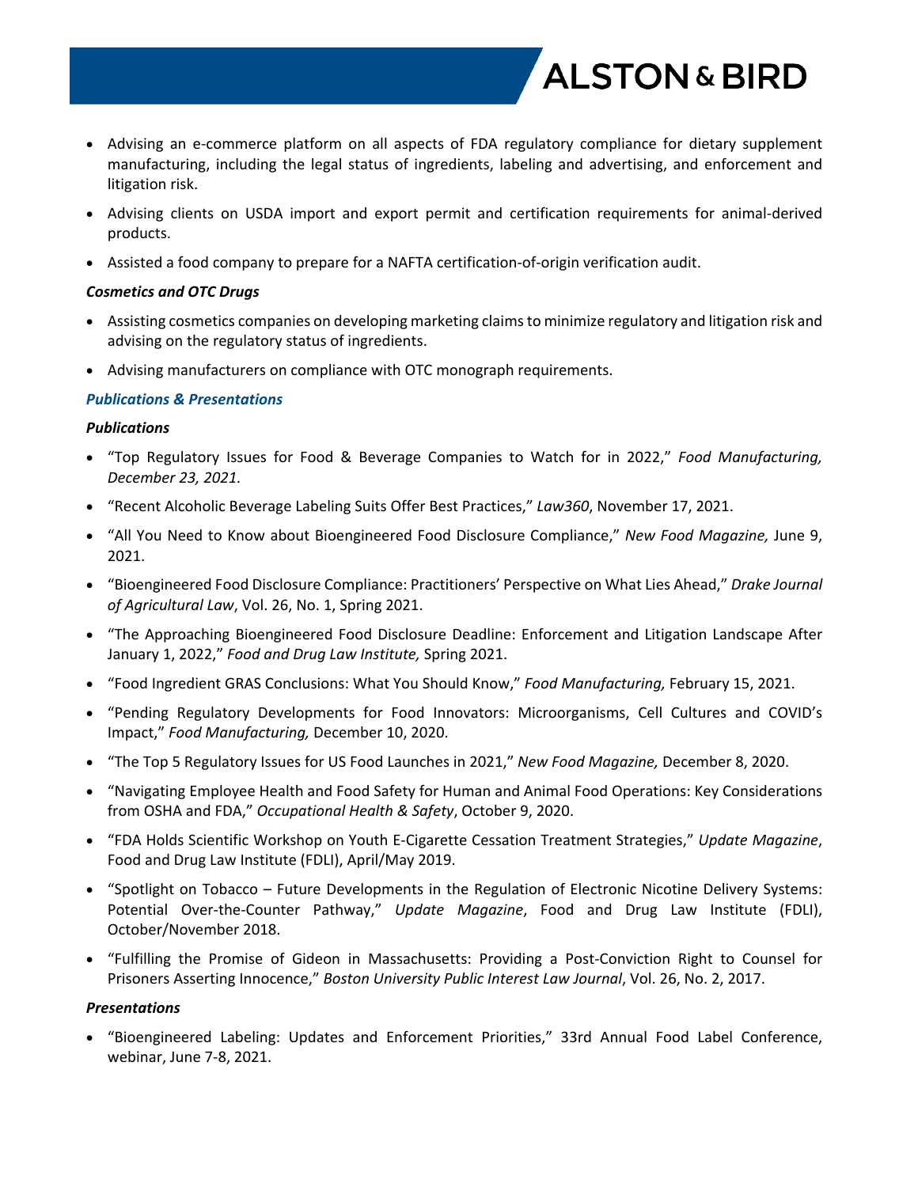- Advising an e-commerce platform on all aspects of FDA regulatory compliance for dietary supplement manufacturing, including the legal status of ingredients, labeling and advertising, and enforcement and litigation risk.
- Advising clients on USDA import and export permit and certification requirements for animal-derived products.
- Assisted a food company to prepare for a NAFTA certification-of-origin verification audit.

### *Cosmetics and OTC Drugs*

- Assisting cosmetics companies on developing marketing claims to minimize regulatory and litigation risk and advising on the regulatory status of ingredients.
- Advising manufacturers on compliance with OTC monograph requirements.

## *Publications & Presentations*

### *Publications*

- "Top Regulatory Issues for Food & Beverage Companies to Watch for in 2022," *Food Manufacturing, December 23, 2021.*
- "Recent Alcoholic Beverage Labeling Suits Offer Best Practices," *Law360*, November 17, 2021.
- "All You Need to Know about Bioengineered Food Disclosure Compliance," *New Food Magazine,* June 9, 2021.
- "Bioengineered Food Disclosure Compliance: Practitioners' Perspective on What Lies Ahead," *Drake Journal of Agricultural Law*, Vol. 26, No. 1, Spring 2021.
- "The Approaching Bioengineered Food Disclosure Deadline: Enforcement and Litigation Landscape After January 1, 2022," *Food and Drug Law Institute,* Spring 2021.
- "Food Ingredient GRAS Conclusions: What You Should Know," *Food Manufacturing,* February 15, 2021.
- "Pending Regulatory Developments for Food Innovators: Microorganisms, Cell Cultures and COVID's Impact," *Food Manufacturing,* December 10, 2020.
- "The Top 5 Regulatory Issues for US Food Launches in 2021," *New Food Magazine,* December 8, 2020.
- "Navigating Employee Health and Food Safety for Human and Animal Food Operations: Key Considerations from OSHA and FDA," *Occupational Health & Safety*, October 9, 2020.
- "FDA Holds Scientific Workshop on Youth E-Cigarette Cessation Treatment Strategies," *Update Magazine*, Food and Drug Law Institute (FDLI), April/May 2019.
- "Spotlight on Tobacco – Future Developments in the Regulation of Electronic Nicotine Delivery Systems: Potential Over-the-Counter Pathway," *Update Magazine*, Food and Drug Law Institute (FDLI), October/November 2018.
- "Fulfilling the Promise of Gideon in Massachusetts: Providing a Post-Conviction Right to Counsel for Prisoners Asserting Innocence," *Boston University Public Interest Law Journal*, Vol. 26, No. 2, 2017.

### *Presentations*

- "Bioengineered Labeling: Updates and Enforcement Priorities," 33rd Annual Food Label Conference, webinar, June 7-8, 2021.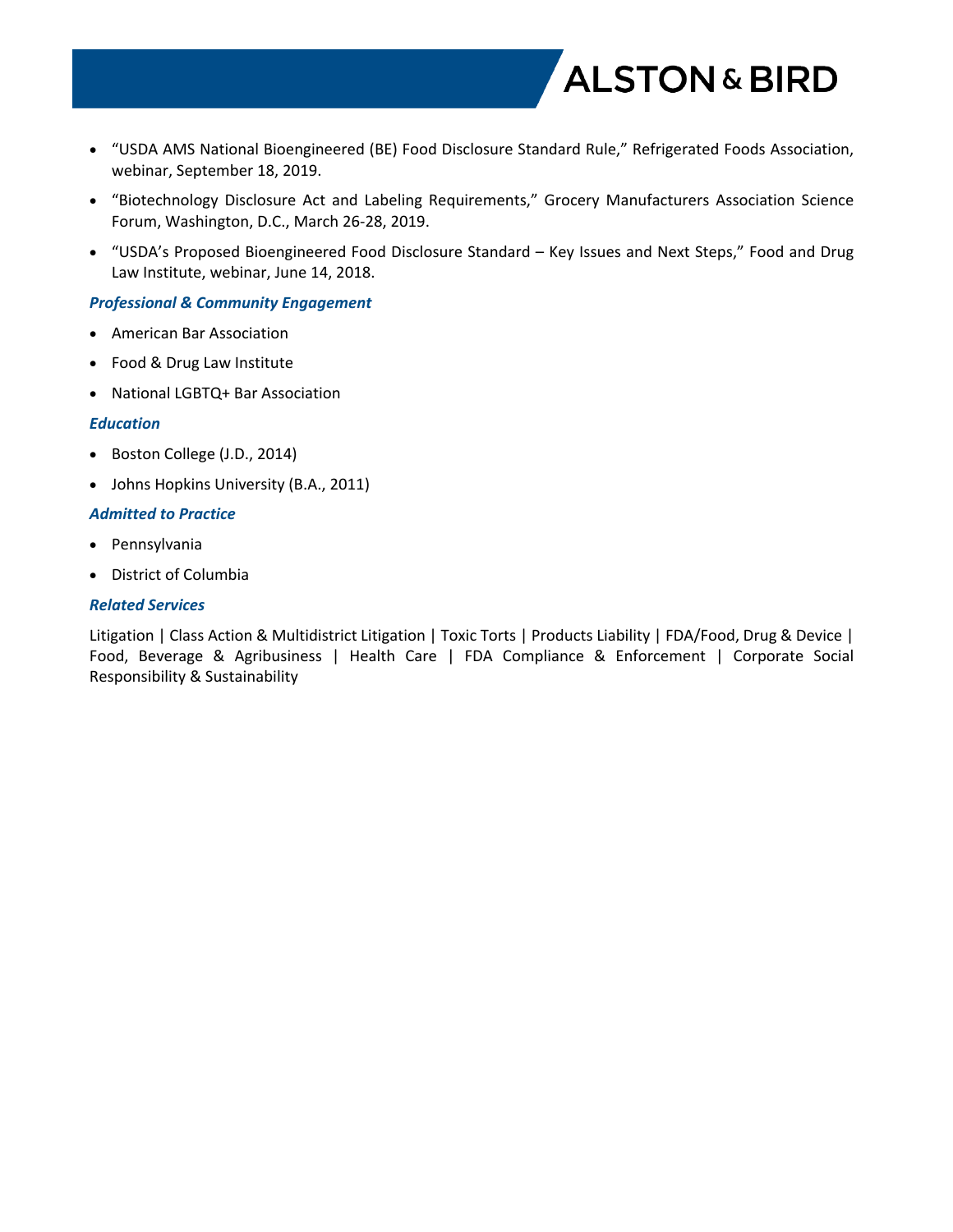- "USDA AMS National Bioengineered (BE) Food Disclosure Standard Rule," Refrigerated Foods Association, webinar, September 18, 2019.
- "Biotechnology Disclosure Act and Labeling Requirements," Grocery Manufacturers Association Science Forum, Washington, D.C., March 26-28, 2019.
- "USDA's Proposed Bioengineered Food Disclosure Standard – Key Issues and Next Steps," Food and Drug Law Institute, webinar, June 14, 2018.

### *Professional & Community Engagement*

- American Bar Association
- Food & Drug Law Institute
- National LGBTQ+ Bar Association

### *Education*

- Boston College (J.D., 2014)
- Johns Hopkins University (B.A., 2011)

### *Admitted to Practice*

- Pennsylvania
- District of Columbia

### *Related Services*

Litigation | Class Action & Multidistrict Litigation | Toxic Torts | Products Liability | FDA/Food, Drug & Device | Food, Beverage & Agribusiness | Health Care | FDA Compliance & Enforcement | Corporate Social Responsibility & Sustainability